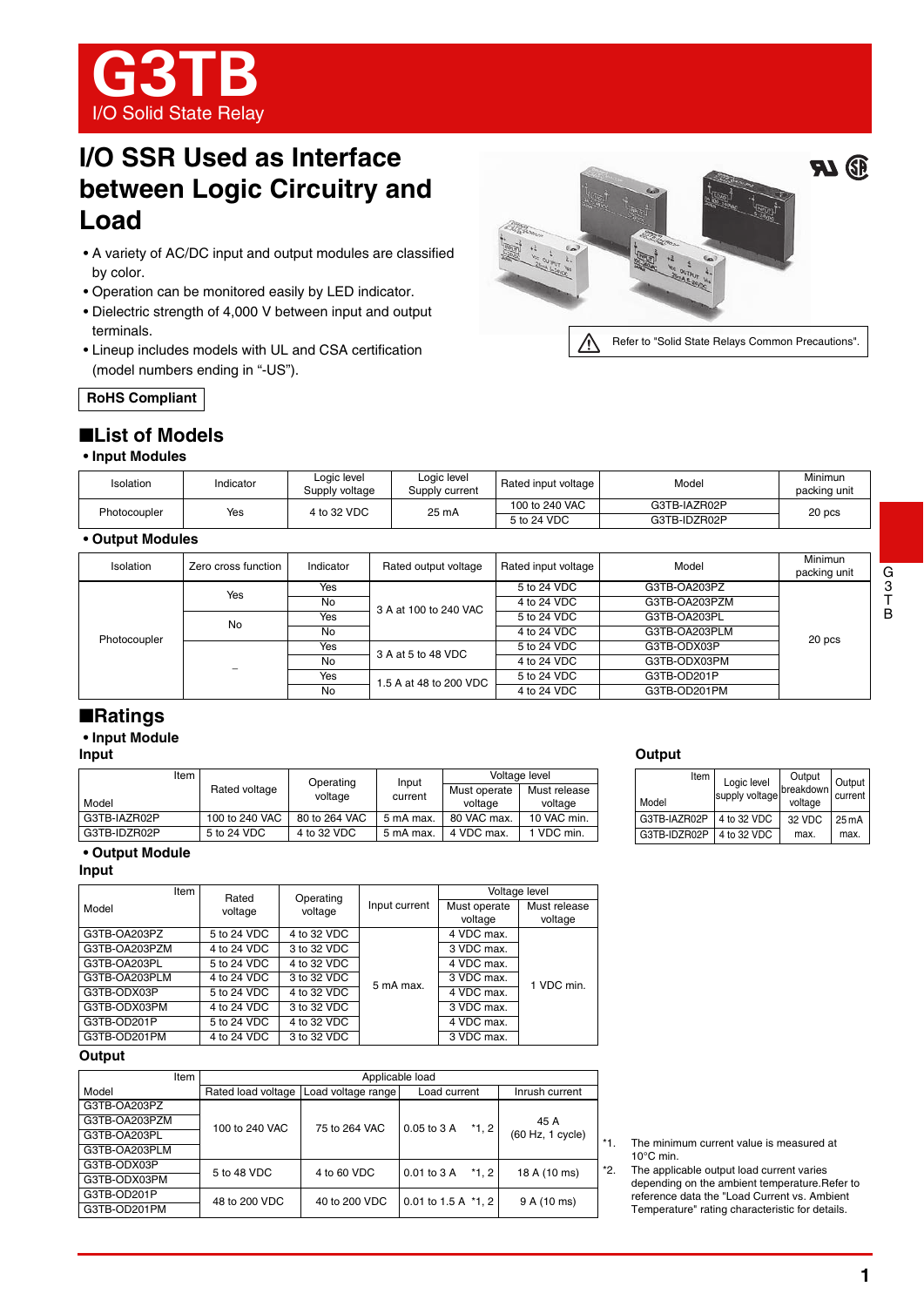# G3TB

I/O Solid State Relay

## I/O SSR Used as Interface between Logic Circuitry and Load

- A variety of AC/DC input and output modules are classified by color.
- Operation can be monitored easily by LED indicator.
- Dielectric strength of 4,000 V between input and output terminals.
- Lineup includes models with UL and CSA certification (model numbers ending in "-US").

Refer to "Solid State Relays Common Precautions".

**RoHS Compliant**

## ■List of Models

### • Input Modules

| Isolation | Indicator | Logic level Supply voltage | Logic level Supply current | Rated input voltage | Model | Minimum packing unit |
|---|---|---|---|---|---|---|
| Photocoupler | Yes | 4 to 32 VDC | 25 mA | 100 to 240 VAC | G3TB-IAZR02P | 20 pcs |
| | | | | 5 to 24 VDC | G3TB-IDZR02P | |

### • Output Modules

| Isolation | Zero cross function | Indicator | Rated output voltage | Rated input voltage | Model | Minimum packing unit |
|---|---|---|---|---|---|---|
| Photocoupler | Yes | Yes | 3 A at 100 to 240 VAC | 5 to 24 VDC | G3TB-OA203PZ | 20 pcs |
| | | No | | 4 to 24 VDC | G3TB-OA203PZM | |
| | No | Yes | | 5 to 24 VDC | G3TB-OA203PL | |
| | | No | | 4 to 24 VDC | G3TB-OA203PLM | |
| | – | Yes | 3 A at 5 to 48 VDC | 5 to 24 VDC | G3TB-ODX03P | |
| | | No | | 4 to 24 VDC | G3TB-ODX03PM | |
| | | Yes | 1.5 A at 48 to 200 VDC | 5 to 24 VDC | G3TB-OD201P | |
| | | No | | 4 to 24 VDC | G3TB-OD201PM | |

## ■Ratings

### • Input Module

**Input**

| Model \ Item | Rated voltage | Operating voltage | Input current | Voltage level: Must operate voltage | Voltage level: Must release voltage |
|---|---|---|---|---|---|
| G3TB-IAZR02P | 100 to 240 VAC | 80 to 264 VAC | 5 mA max. | 80 VAC max. | 10 VAC min. |
| G3TB-IDZR02P | 5 to 24 VDC | 4 to 32 VDC | 5 mA max. | 4 VDC max. | 1 VDC min. |

**Output**

| Model \ Item | Logic level supply voltage | Output breakdown voltage | Output current |
|---|---|---|---|
| G3TB-IAZR02P | 4 to 32 VDC | 32 VDC max. | 25 mA max. |
| G3TB-IDZR02P | 4 to 32 VDC | | |

### • Output Module

**Input**

| Model \ Item | Rated voltage | Operating voltage | Input current | Voltage level: Must operate voltage | Voltage level: Must release voltage |
|---|---|---|---|---|---|
| G3TB-OA203PZ | 5 to 24 VDC | 4 to 32 VDC | 5 mA max. | 4 VDC max. | 1 VDC min. |
| G3TB-OA203PZM | 4 to 24 VDC | 3 to 32 VDC | | 3 VDC max. | |
| G3TB-OA203PL | 5 to 24 VDC | 4 to 32 VDC | | 4 VDC max. | |
| G3TB-OA203PLM | 4 to 24 VDC | 3 to 32 VDC | | 3 VDC max. | |
| G3TB-ODX03P | 5 to 24 VDC | 4 to 32 VDC | | 4 VDC max. | |
| G3TB-ODX03PM | 4 to 24 VDC | 3 to 32 VDC | | 3 VDC max. | |
| G3TB-OD201P | 5 to 24 VDC | 4 to 32 VDC | | 4 VDC max. | |
| G3TB-OD201PM | 4 to 24 VDC | 3 to 32 VDC | | 3 VDC max. | |

**Output**

| Model \ Item | Applicable load: Rated load voltage | Load voltage range | Load current | Inrush current |
|---|---|---|---|---|
| G3TB-OA203PZ | 100 to 240 VAC | 75 to 264 VAC | 0.05 to 3 A *1, 2 | 45 A (60 Hz, 1 cycle) |
| G3TB-OA203PZM | | | | |
| G3TB-OA203PL | | | | |
| G3TB-OA203PLM | | | | |
| G3TB-ODX03P | 5 to 48 VDC | 4 to 60 VDC | 0.01 to 3 A *1, 2 | 18 A (10 ms) |
| G3TB-ODX03PM | | | | |
| G3TB-OD201P | 48 to 200 VDC | 40 to 200 VDC | 0.01 to 1.5 A *1, 2 | 9 A (10 ms) |
| G3TB-OD201PM | | | | |

*1. The minimum current value is measured at 10°C min.

*2. The applicable output load current varies depending on the ambient temperature. Refer to reference data the "Load Current vs. Ambient Temperature" rating characteristic for details.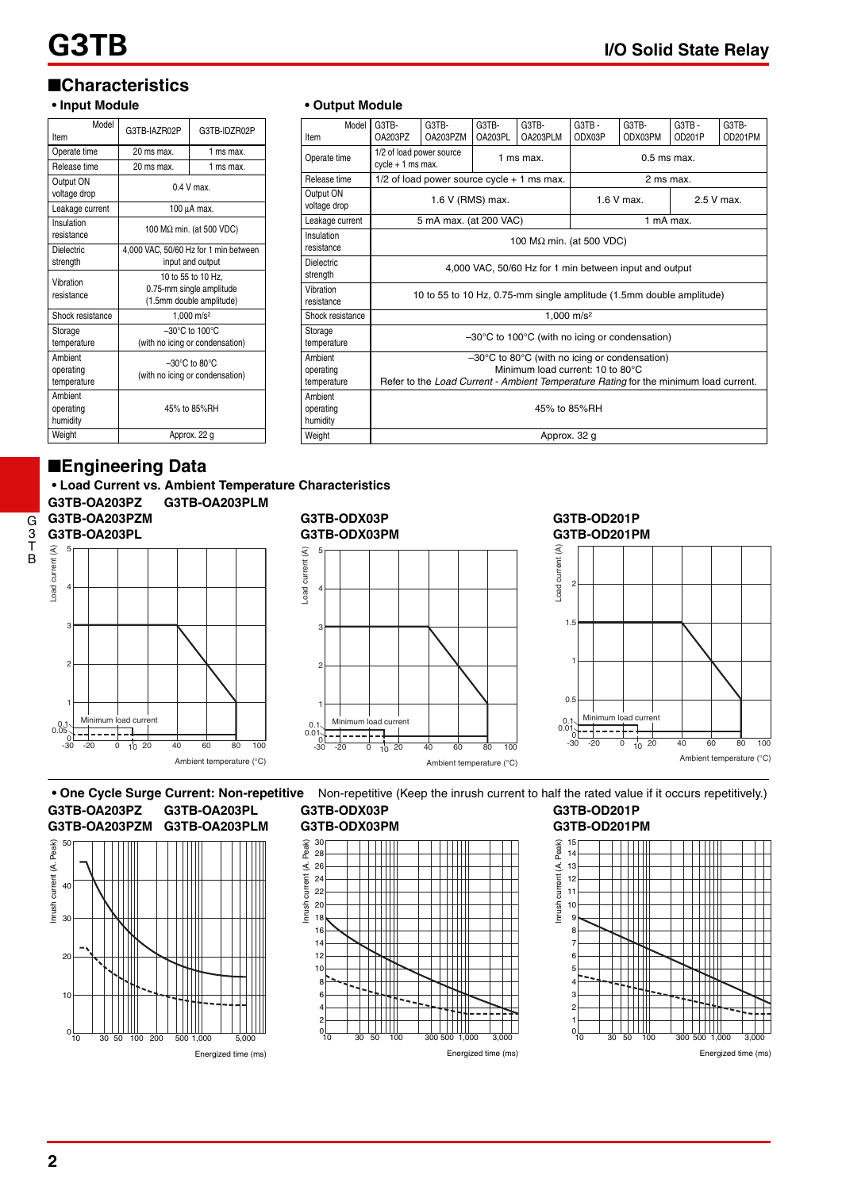## ■Characteristics

### • Input Module

| Item \ Model | G3TB-IAZR02P | G3TB-IDZR02P |
|---|---|---|
| Operate time | 20 ms max. | 1 ms max. |
| Release time | 20 ms max. | 1 ms max. |
| Output ON voltage drop | 0.4 V max. | |
| Leakage current | 100 µA max. | |
| Insulation resistance | 100 MΩ min. (at 500 VDC) | |
| Dielectric strength | 4,000 VAC, 50/60 Hz for 1 min between input and output | |
| Vibration resistance | 10 to 55 to 10 Hz, 0.75-mm single amplitude (1.5mm double amplitude) | |
| Shock resistance | 1,000 m/s² | |
| Storage temperature | –30°C to 100°C (with no icing or condensation) | |
| Ambient operating temperature | –30°C to 80°C (with no icing or condensation) | |
| Ambient operating humidity | 45% to 85%RH | |
| Weight | Approx. 22 g | |

### • Output Module

| Item \ Model | G3TB-OA203PZ | G3TB-OA203PZM | G3TB-OA203PL | G3TB-OA203PLM | G3TB - ODX03P | G3TB-ODX03PM | G3TB - OD201P | G3TB-OD201PM |
|---|---|---|---|---|---|---|---|---|
| Operate time | 1/2 of load power source cycle + 1 ms max. | | 1 ms max. | | 0.5 ms max. | | | |
| Release time | 1/2 of load power source cycle + 1 ms max. | | | | 2 ms max. | | | |
| Output ON voltage drop | 1.6 V (RMS) max. | | | | 1.6 V max. | | 2.5 V max. | |
| Leakage current | 5 mA max. (at 200 VAC) | | | | 1 mA max. | | | |
| Insulation resistance | 100 MΩ min. (at 500 VDC) | | | | | | | |
| Dielectric strength | 4,000 VAC, 50/60 Hz for 1 min between input and output | | | | | | | |
| Vibration resistance | 10 to 55 to 10 Hz, 0.75-mm single amplitude (1.5mm double amplitude) | | | | | | | |
| Shock resistance | 1,000 m/s² | | | | | | | |
| Storage temperature | –30°C to 100°C (with no icing or condensation) | | | | | | | |
| Ambient operating temperature | –30°C to 80°C (with no icing or condensation) Minimum load current: 10 to 80°C Refer to the *Load Current - Ambient Temperature Rating* for the minimum load current. | | | | | | | |
| Ambient operating humidity | 45% to 85%RH | | | | | | | |
| Weight | Approx. 32 g | | | | | | | |

## ■Engineering Data

### • Load Current vs. Ambient Temperature Characteristics

**G3TB-OA203PZ G3TB-OA203PLM G3TB-OA203PZM G3TB-OA203PL**

Load current (A) vs. Ambient temperature (°C): Minimum load current

**G3TB-ODX03P G3TB-ODX03PM**

Load current (A) vs. Ambient temperature (°C): Minimum load current

**G3TB-OD201P G3TB-OD201PM**

Load current (A) vs. Ambient temperature (°C): Minimum load current

### • One Cycle Surge Current: Non-repetitive

Non-repetitive (Keep the inrush current to half the rated value if it occurs repetitively.)

**G3TB-OA203PZ G3TB-OA203PL G3TB-OA203PZM G3TB-OA203PLM**

Inrush current (A. Peak) vs. Energized time (ms)

**G3TB-ODX03P G3TB-ODX03PM**

Inrush current (A. Peak) vs. Energized time (ms)

**G3TB-OD201P G3TB-OD201PM**

Inrush current (A. Peak) vs. Energized time (ms)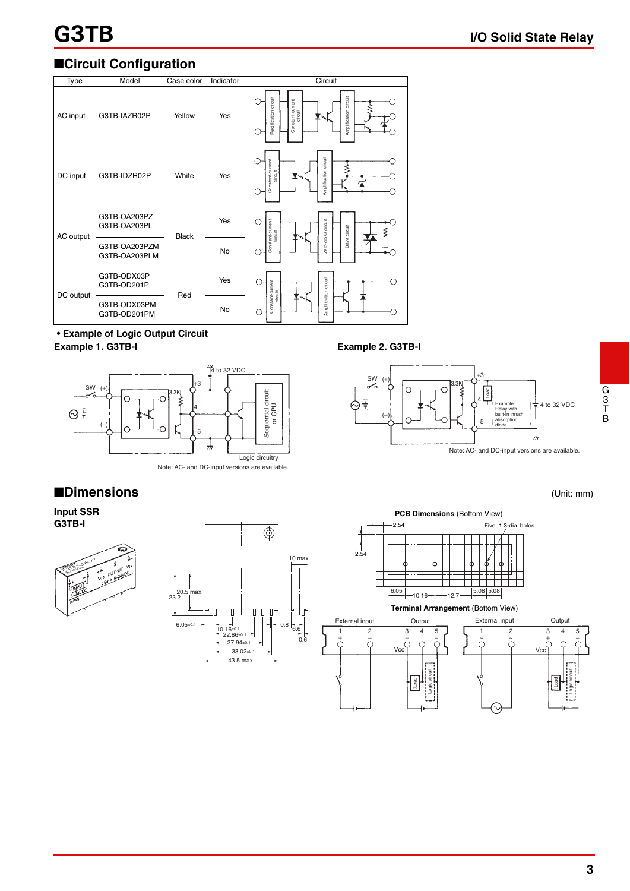## Circuit Configuration

| Type | Model | Case color | Indicator | Circuit |
|---|---|---|---|---|
| AC input | G3TB-IAZR02P | Yellow | Yes | |
| DC input | G3TB-IDZR02P | White | Yes | |
| AC output | G3TB-OA203PZ<br>G3TB-OA203PL | Black | Yes | |
| | G3TB-OA203PZM<br>G3TB-OA203PLM | | No | |
| DC output | G3TB-ODX03P<br>G3TB-OD201P | Red | Yes | |
| | G3TB-ODX03PM<br>G3TB-OD201PM | | No | |

**• Example of Logic Output Circuit**

**Example 1. G3TB-I**

Note: AC- and DC-input versions are available.

**Example 2. G3TB-I**

Note: AC- and DC-input versions are available.

## Dimensions

(Unit: mm)

**Input SSR**
**G3TB-I**

**PCB Dimensions** (Bottom View)

Five, 1.3-dia. holes

**Terminal Arrangement** (Bottom View)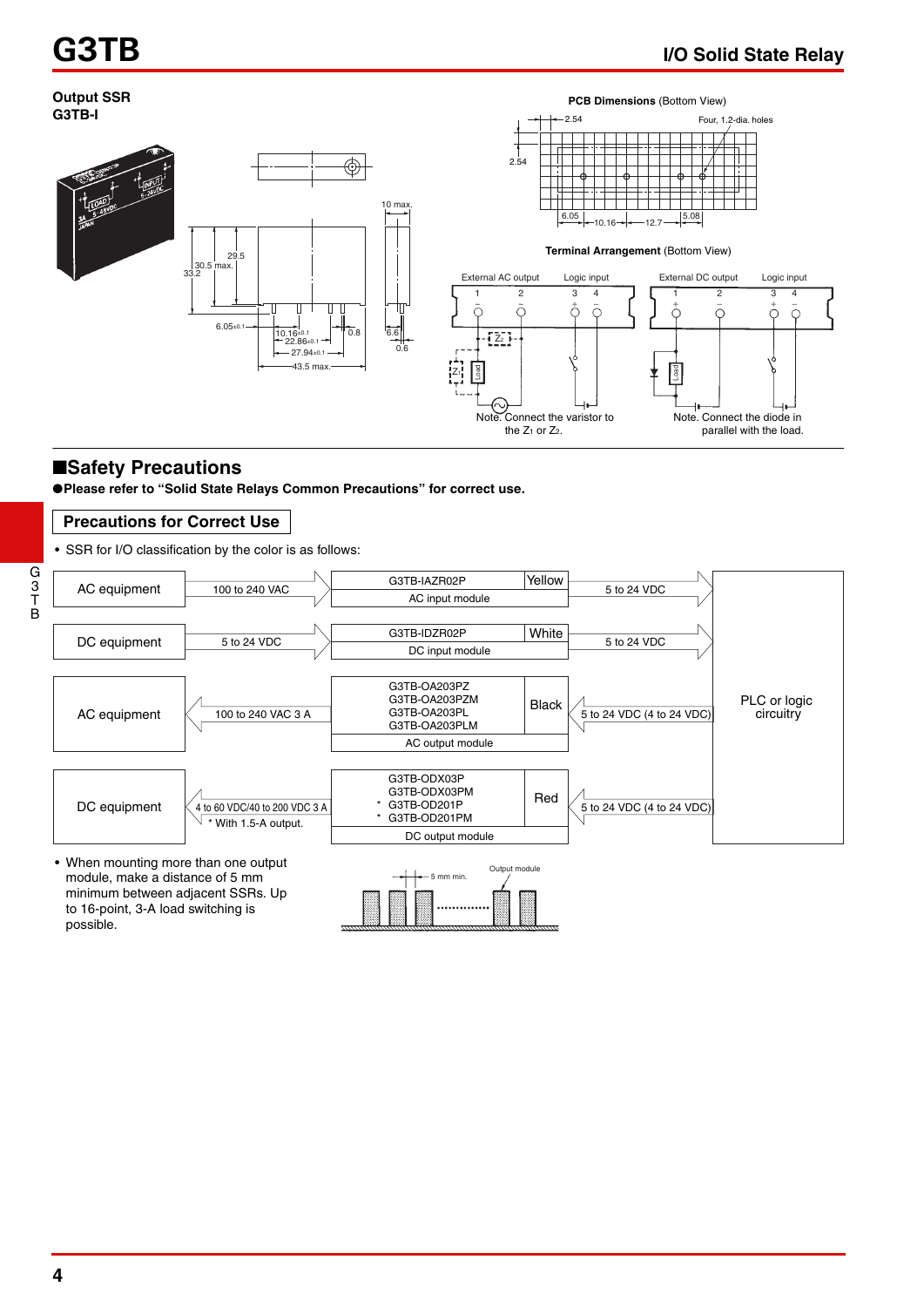## Output SSR
### G3TB-I

**PCB Dimensions** (Bottom View)

Four, 1.2-dia. holes

**Terminal Arrangement** (Bottom View)

External AC output / Logic input

Note. Connect the varistor to the $Z_1$ or $Z_2$.

External DC output / Logic input

Note. Connect the diode in parallel with the load.

## ■Safety Precautions

●Please refer to "Solid State Relays Common Precautions" for correct use.

### Precautions for Correct Use

- SSR for I/O classification by the color is as follows:

| Equipment | Signal | Model | Color | Signal | Controller |
|---|---|---|---|---|---|
| AC equipment | 100 to 240 VAC → | G3TB-IAZR02P (AC input module) | Yellow | 5 to 24 VDC → | PLC or logic circuitry |
| DC equipment | 5 to 24 VDC → | G3TB-IDZR02P (DC input module) | White | 5 to 24 VDC → | PLC or logic circuitry |
| AC equipment | ← 100 to 240 VAC 3 A | G3TB-OA203PZ<br>G3TB-OA203PZM<br>G3TB-OA203PL<br>G3TB-OA203PLM<br>(AC output module) | Black | ← 5 to 24 VDC (4 to 24 VDC) | PLC or logic circuitry |
| DC equipment | ← 4 to 60 VDC/40 to 200 VDC 3 A<br>* With 1.5-A output. | G3TB-ODX03P<br>G3TB-ODX03PM<br>* G3TB-OD201P<br>* G3TB-OD201PM<br>(DC output module) | Red | ← 5 to 24 VDC (4 to 24 VDC) | PLC or logic circuitry |

- When mounting more than one output module, make a distance of 5 mm minimum between adjacent SSRs. Up to 16-point, 3-A load switching is possible.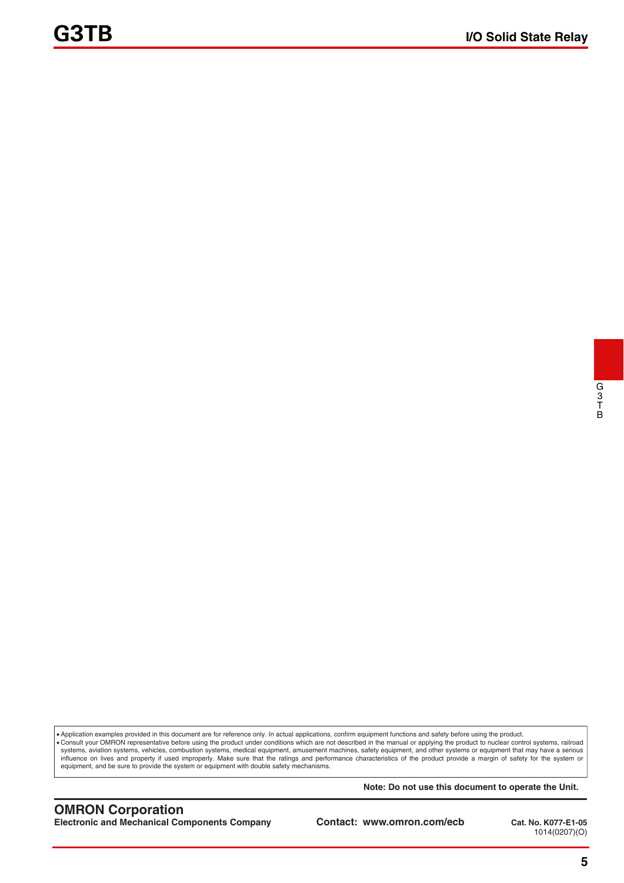- Application examples provided in this document are for reference only. In actual applications, confirm equipment functions and safety before using the product.
- Consult your OMRON representative before using the product under conditions which are not described in the manual or applying the product to nuclear control systems, railroad systems, aviation systems, vehicles, combustion systems, medical equipment, amusement machines, safety equipment, and other systems or equipment that may have a serious influence on lives and property if used improperly. Make sure that the ratings and performance characteristics of the product provide a margin of safety for the system or equipment, and be sure to provide the system or equipment with double safety mechanisms.

**Note: Do not use this document to operate the Unit.**

## OMRON Corporation

**Electronic and Mechanical Components Company**

**Contact: www.omron.com/ecb**

**Cat. No. K077-E1-05**
1014(0207)(O)